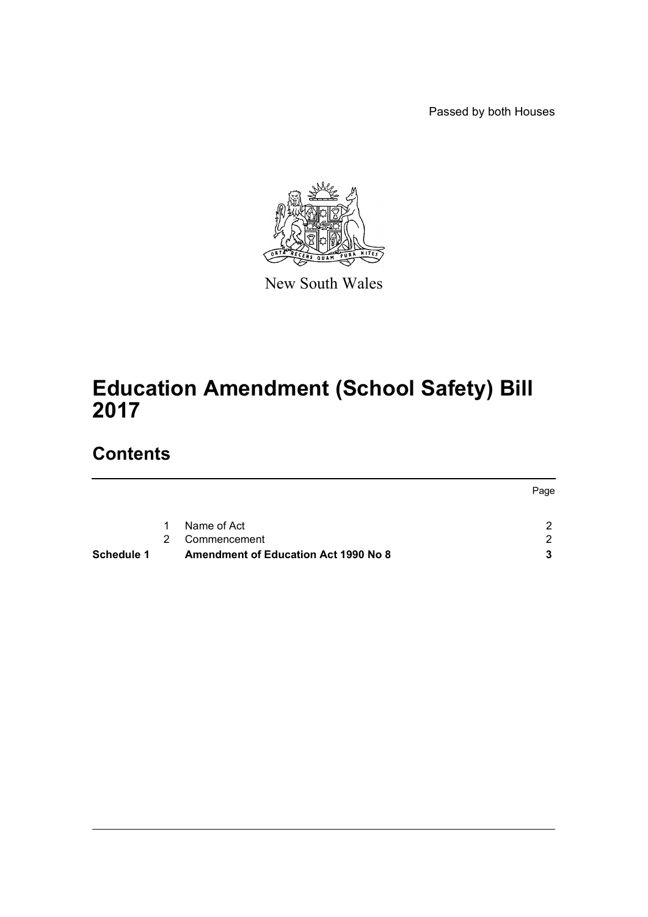Passed by both Houses

New South Wales

# Education Amendment (School Safety) Bill 2017

## Contents

| | | | Page |
|---|---|---|---|
| | 1 | Name of Act | 2 |
| | 2 | Commencement | 2 |
| **Schedule 1** | | **Amendment of Education Act 1990 No 8** | **3** |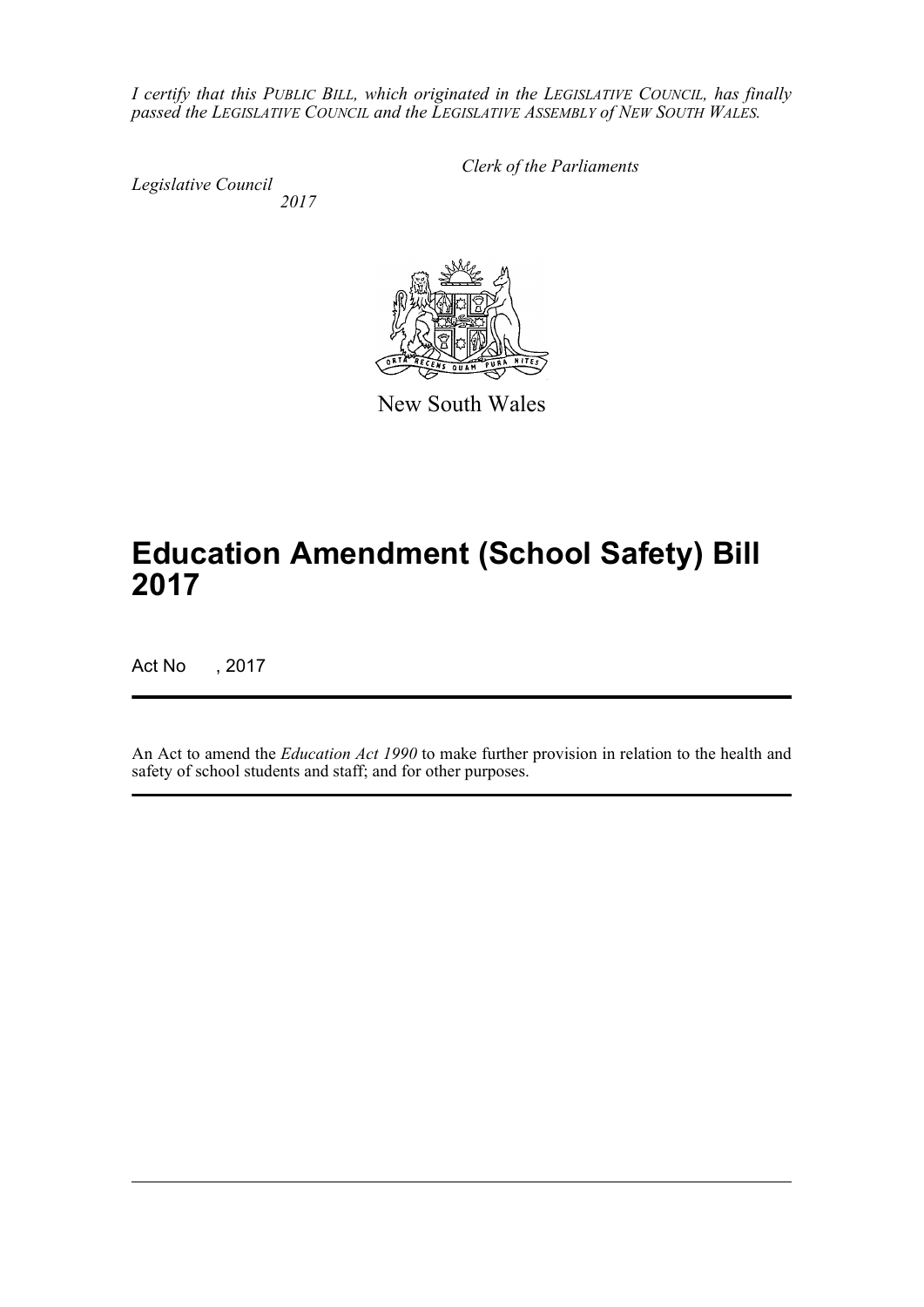*I certify that this PUBLIC BILL, which originated in the LEGISLATIVE COUNCIL, has finally passed the LEGISLATIVE COUNCIL and the LEGISLATIVE ASSEMBLY of NEW SOUTH WALES.*

*Clerk of the Parliaments*

*Legislative Council*
*2017*

New South Wales

# Education Amendment (School Safety) Bill 2017

Act No , 2017

An Act to amend the *Education Act 1990* to make further provision in relation to the health and safety of school students and staff; and for other purposes.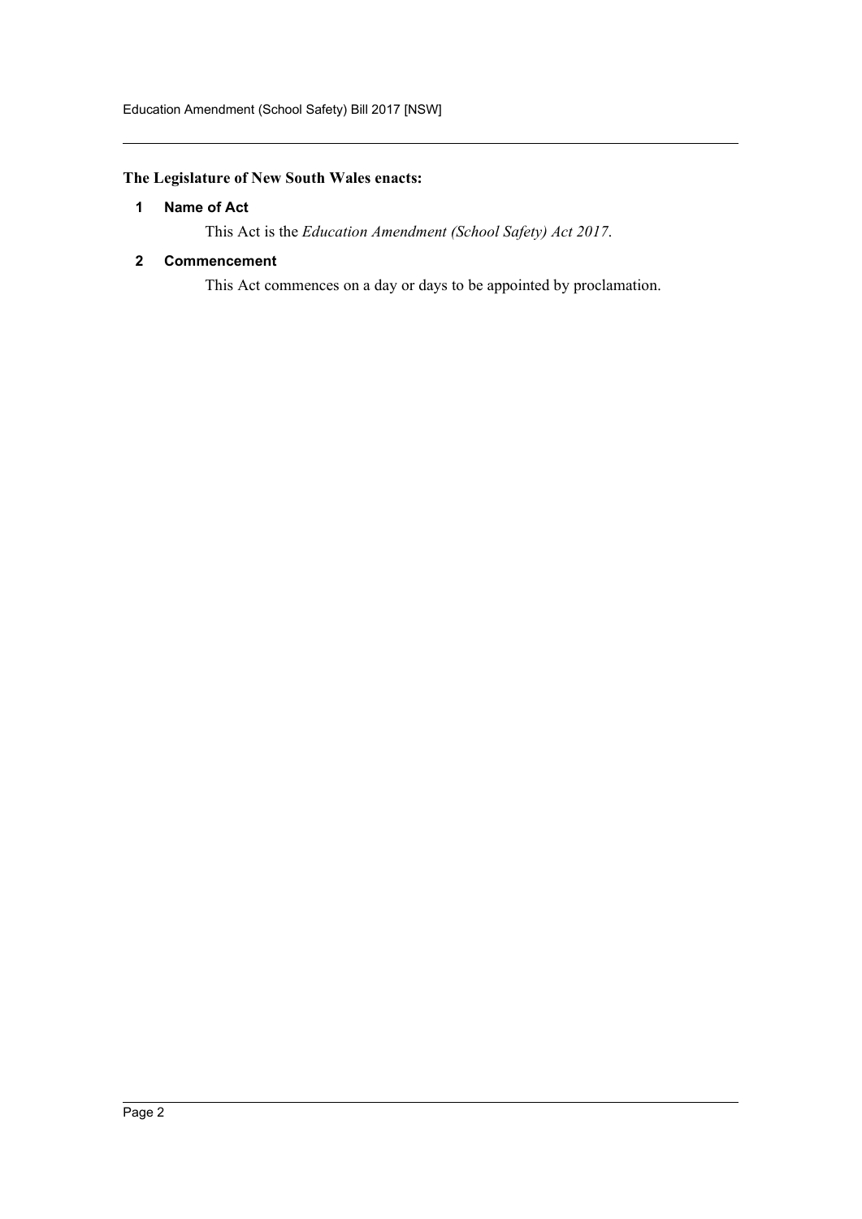**The Legislature of New South Wales enacts:**

## 1 Name of Act

This Act is the *Education Amendment (School Safety) Act 2017*.

## 2 Commencement

This Act commences on a day or days to be appointed by proclamation.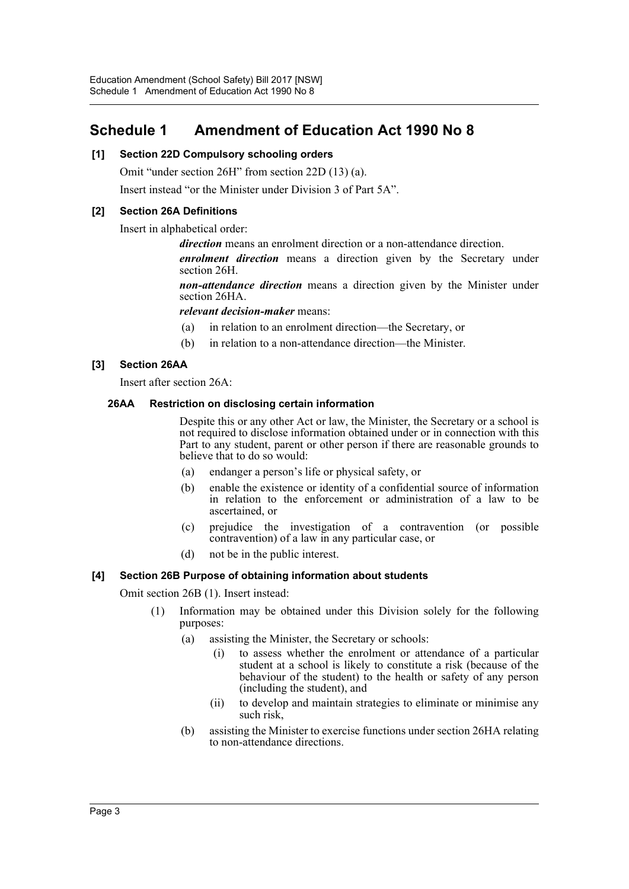# Schedule 1 Amendment of Education Act 1990 No 8

**[1] Section 22D Compulsory schooling orders**

Omit "under section 26H" from section 22D (13) (a).

Insert instead "or the Minister under Division 3 of Part 5A".

**[2] Section 26A Definitions**

Insert in alphabetical order:

> ***direction*** means an enrolment direction or a non-attendance direction.
>
> ***enrolment direction*** means a direction given by the Secretary under section 26H.
>
> ***non-attendance direction*** means a direction given by the Minister under section 26HA.
>
> ***relevant decision-maker*** means:
>
> (a) in relation to an enrolment direction—the Secretary, or
>
> (b) in relation to a non-attendance direction—the Minister.

**[3] Section 26AA**

Insert after section 26A:

**26AA Restriction on disclosing certain information**

> Despite this or any other Act or law, the Minister, the Secretary or a school is not required to disclose information obtained under or in connection with this Part to any student, parent or other person if there are reasonable grounds to believe that to do so would:
>
> (a) endanger a person's life or physical safety, or
>
> (b) enable the existence or identity of a confidential source of information in relation to the enforcement or administration of a law to be ascertained, or
>
> (c) prejudice the investigation of a contravention (or possible contravention) of a law in any particular case, or
>
> (d) not be in the public interest.

**[4] Section 26B Purpose of obtaining information about students**

Omit section 26B (1). Insert instead:

> (1) Information may be obtained under this Division solely for the following purposes:
>
> (a) assisting the Minister, the Secretary or schools:
>
> (i) to assess whether the enrolment or attendance of a particular student at a school is likely to constitute a risk (because of the behaviour of the student) to the health or safety of any person (including the student), and
>
> (ii) to develop and maintain strategies to eliminate or minimise any such risk,
>
> (b) assisting the Minister to exercise functions under section 26HA relating to non-attendance directions.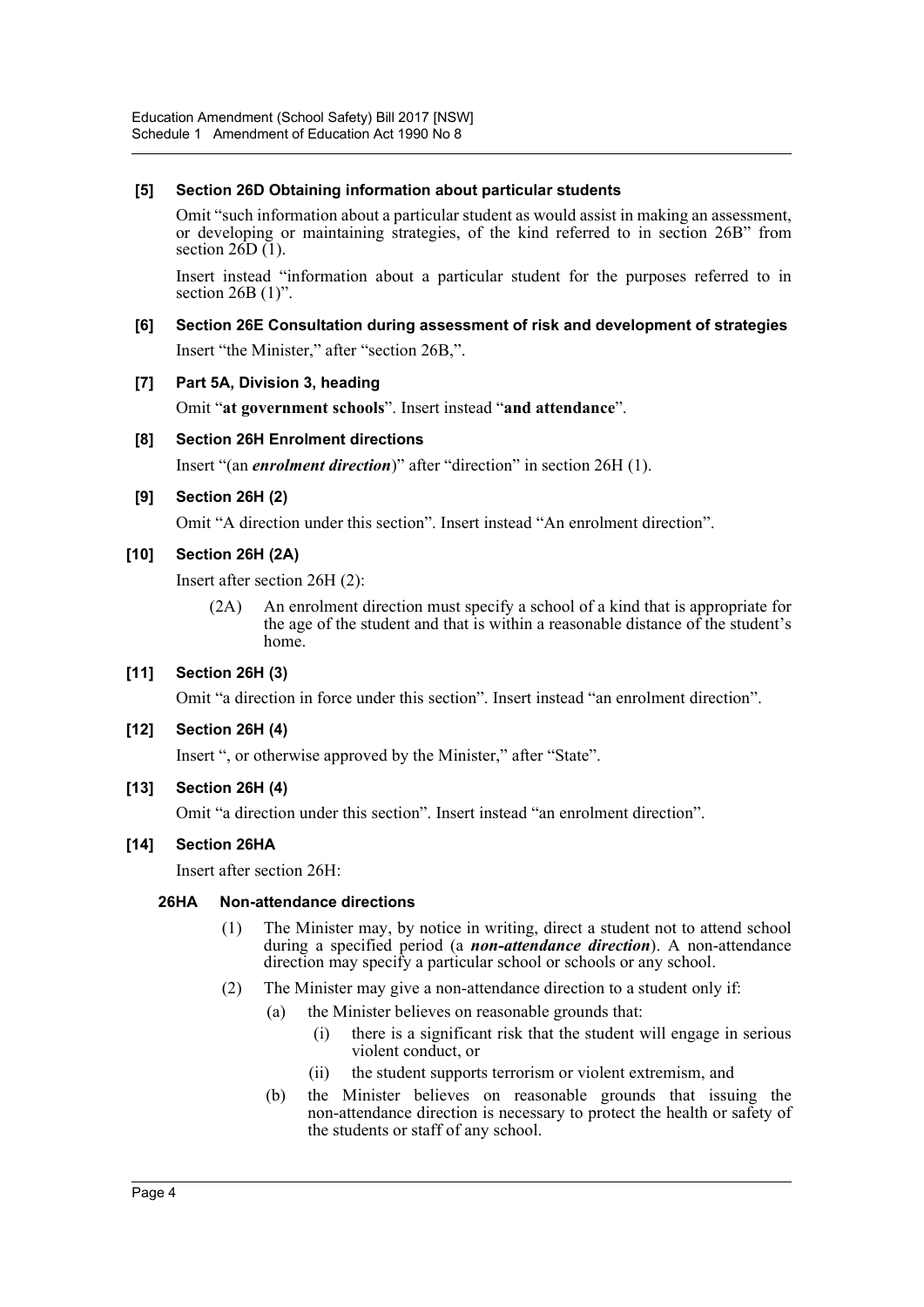### [5] Section 26D Obtaining information about particular students

Omit "such information about a particular student as would assist in making an assessment, or developing or maintaining strategies, of the kind referred to in section 26B" from section 26D (1).

Insert instead "information about a particular student for the purposes referred to in section 26B (1)".

### [6] Section 26E Consultation during assessment of risk and development of strategies

Insert "the Minister," after "section 26B,".

### [7] Part 5A, Division 3, heading

Omit "**at government schools**". Insert instead "**and attendance**".

### [8] Section 26H Enrolment directions

Insert "(an ***enrolment direction***)" after "direction" in section 26H (1).

### [9] Section 26H (2)

Omit "A direction under this section". Insert instead "An enrolment direction".

### [10] Section 26H (2A)

Insert after section 26H (2):

> (2A) An enrolment direction must specify a school of a kind that is appropriate for the age of the student and that is within a reasonable distance of the student's home.

### [11] Section 26H (3)

Omit "a direction in force under this section". Insert instead "an enrolment direction".

### [12] Section 26H (4)

Insert ", or otherwise approved by the Minister," after "State".

### [13] Section 26H (4)

Omit "a direction under this section". Insert instead "an enrolment direction".

### [14] Section 26HA

Insert after section 26H:

#### 26HA Non-attendance directions

(1) The Minister may, by notice in writing, direct a student not to attend school during a specified period (a ***non-attendance direction***). A non-attendance direction may specify a particular school or schools or any school.

(2) The Minister may give a non-attendance direction to a student only if:

- (a) the Minister believes on reasonable grounds that:
  - (i) there is a significant risk that the student will engage in serious violent conduct, or
  - (ii) the student supports terrorism or violent extremism, and
- (b) the Minister believes on reasonable grounds that issuing the non-attendance direction is necessary to protect the health or safety of the students or staff of any school.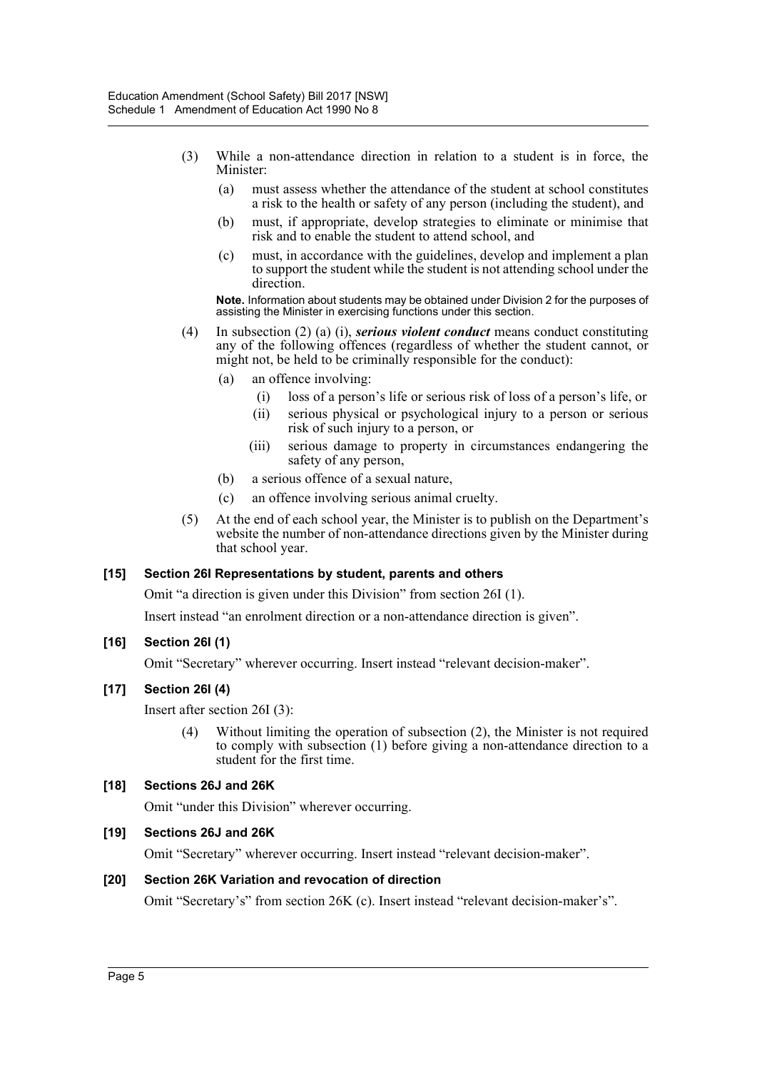(3) While a non-attendance direction in relation to a student is in force, the Minister:

(a) must assess whether the attendance of the student at school constitutes a risk to the health or safety of any person (including the student), and

(b) must, if appropriate, develop strategies to eliminate or minimise that risk and to enable the student to attend school, and

(c) must, in accordance with the guidelines, develop and implement a plan to support the student while the student is not attending school under the direction.

**Note.** Information about students may be obtained under Division 2 for the purposes of assisting the Minister in exercising functions under this section.

(4) In subsection (2) (a) (i), ***serious violent conduct*** means conduct constituting any of the following offences (regardless of whether the student cannot, or might not, be held to be criminally responsible for the conduct):

(a) an offence involving:

(i) loss of a person's life or serious risk of loss of a person's life, or

(ii) serious physical or psychological injury to a person or serious risk of such injury to a person, or

(iii) serious damage to property in circumstances endangering the safety of any person,

(b) a serious offence of a sexual nature,

(c) an offence involving serious animal cruelty.

(5) At the end of each school year, the Minister is to publish on the Department's website the number of non-attendance directions given by the Minister during that school year.

**[15] Section 26I Representations by student, parents and others**

Omit "a direction is given under this Division" from section 26I (1).

Insert instead "an enrolment direction or a non-attendance direction is given".

**[16] Section 26I (1)**

Omit "Secretary" wherever occurring. Insert instead "relevant decision-maker".

**[17] Section 26I (4)**

Insert after section 26I (3):

(4) Without limiting the operation of subsection (2), the Minister is not required to comply with subsection (1) before giving a non-attendance direction to a student for the first time.

**[18] Sections 26J and 26K**

Omit "under this Division" wherever occurring.

**[19] Sections 26J and 26K**

Omit "Secretary" wherever occurring. Insert instead "relevant decision-maker".

**[20] Section 26K Variation and revocation of direction**

Omit "Secretary's" from section 26K (c). Insert instead "relevant decision-maker's".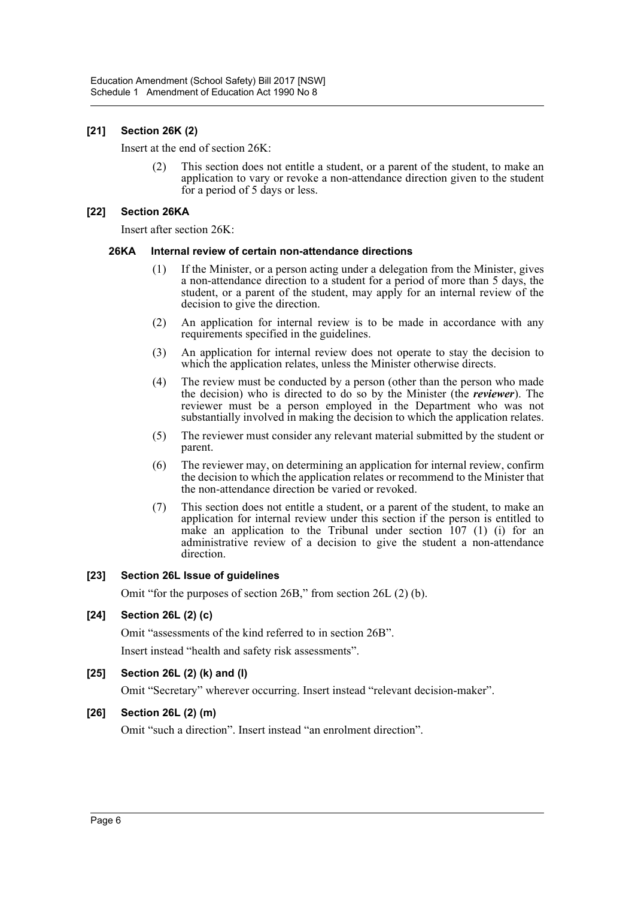### [21] Section 26K (2)

Insert at the end of section 26K:

(2) This section does not entitle a student, or a parent of the student, to make an application to vary or revoke a non-attendance direction given to the student for a period of 5 days or less.

### [22] Section 26KA

Insert after section 26K:

#### 26KA Internal review of certain non-attendance directions

(1) If the Minister, or a person acting under a delegation from the Minister, gives a non-attendance direction to a student for a period of more than 5 days, the student, or a parent of the student, may apply for an internal review of the decision to give the direction.

(2) An application for internal review is to be made in accordance with any requirements specified in the guidelines.

(3) An application for internal review does not operate to stay the decision to which the application relates, unless the Minister otherwise directs.

(4) The review must be conducted by a person (other than the person who made the decision) who is directed to do so by the Minister (the ***reviewer***). The reviewer must be a person employed in the Department who was not substantially involved in making the decision to which the application relates.

(5) The reviewer must consider any relevant material submitted by the student or parent.

(6) The reviewer may, on determining an application for internal review, confirm the decision to which the application relates or recommend to the Minister that the non-attendance direction be varied or revoked.

(7) This section does not entitle a student, or a parent of the student, to make an application for internal review under this section if the person is entitled to make an application to the Tribunal under section 107 (1) (i) for an administrative review of a decision to give the student a non-attendance direction.

### [23] Section 26L Issue of guidelines

Omit "for the purposes of section 26B," from section 26L (2) (b).

### [24] Section 26L (2) (c)

Omit "assessments of the kind referred to in section 26B".

Insert instead "health and safety risk assessments".

### [25] Section 26L (2) (k) and (l)

Omit "Secretary" wherever occurring. Insert instead "relevant decision-maker".

### [26] Section 26L (2) (m)

Omit "such a direction". Insert instead "an enrolment direction".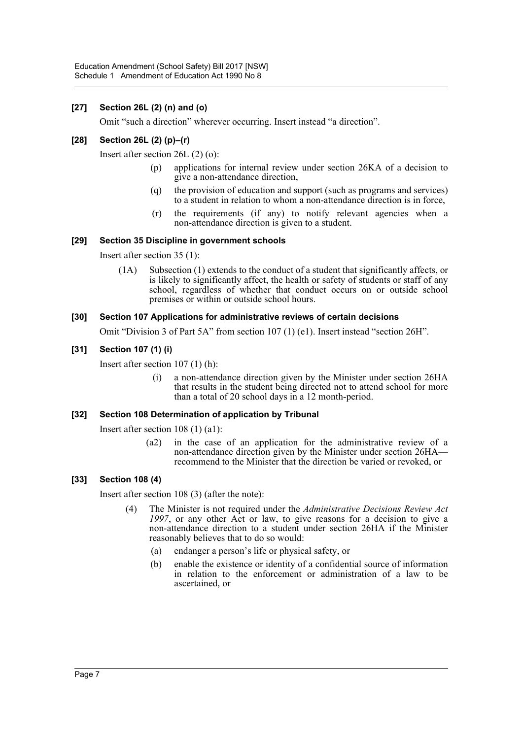### [27] Section 26L (2) (n) and (o)

Omit "such a direction" wherever occurring. Insert instead "a direction".

### [28] Section 26L (2) (p)–(r)

Insert after section 26L (2) (o):

> (p) applications for internal review under section 26KA of a decision to give a non-attendance direction,
>
> (q) the provision of education and support (such as programs and services) to a student in relation to whom a non-attendance direction is in force,
>
> (r) the requirements (if any) to notify relevant agencies when a non-attendance direction is given to a student.

### [29] Section 35 Discipline in government schools

Insert after section 35 (1):

> (1A) Subsection (1) extends to the conduct of a student that significantly affects, or is likely to significantly affect, the health or safety of students or staff of any school, regardless of whether that conduct occurs on or outside school premises or within or outside school hours.

### [30] Section 107 Applications for administrative reviews of certain decisions

Omit "Division 3 of Part 5A" from section 107 (1) (e1). Insert instead "section 26H".

### [31] Section 107 (1) (i)

Insert after section 107 (1) (h):

> (i) a non-attendance direction given by the Minister under section 26HA that results in the student being directed not to attend school for more than a total of 20 school days in a 12 month-period.

### [32] Section 108 Determination of application by Tribunal

Insert after section 108 (1) (a1):

> (a2) in the case of an application for the administrative review of a non-attendance direction given by the Minister under section 26HA—recommend to the Minister that the direction be varied or revoked, or

### [33] Section 108 (4)

Insert after section 108 (3) (after the note):

> (4) The Minister is not required under the *Administrative Decisions Review Act 1997*, or any other Act or law, to give reasons for a decision to give a non-attendance direction to a student under section 26HA if the Minister reasonably believes that to do so would:
>
> (a) endanger a person's life or physical safety, or
>
> (b) enable the existence or identity of a confidential source of information in relation to the enforcement or administration of a law to be ascertained, or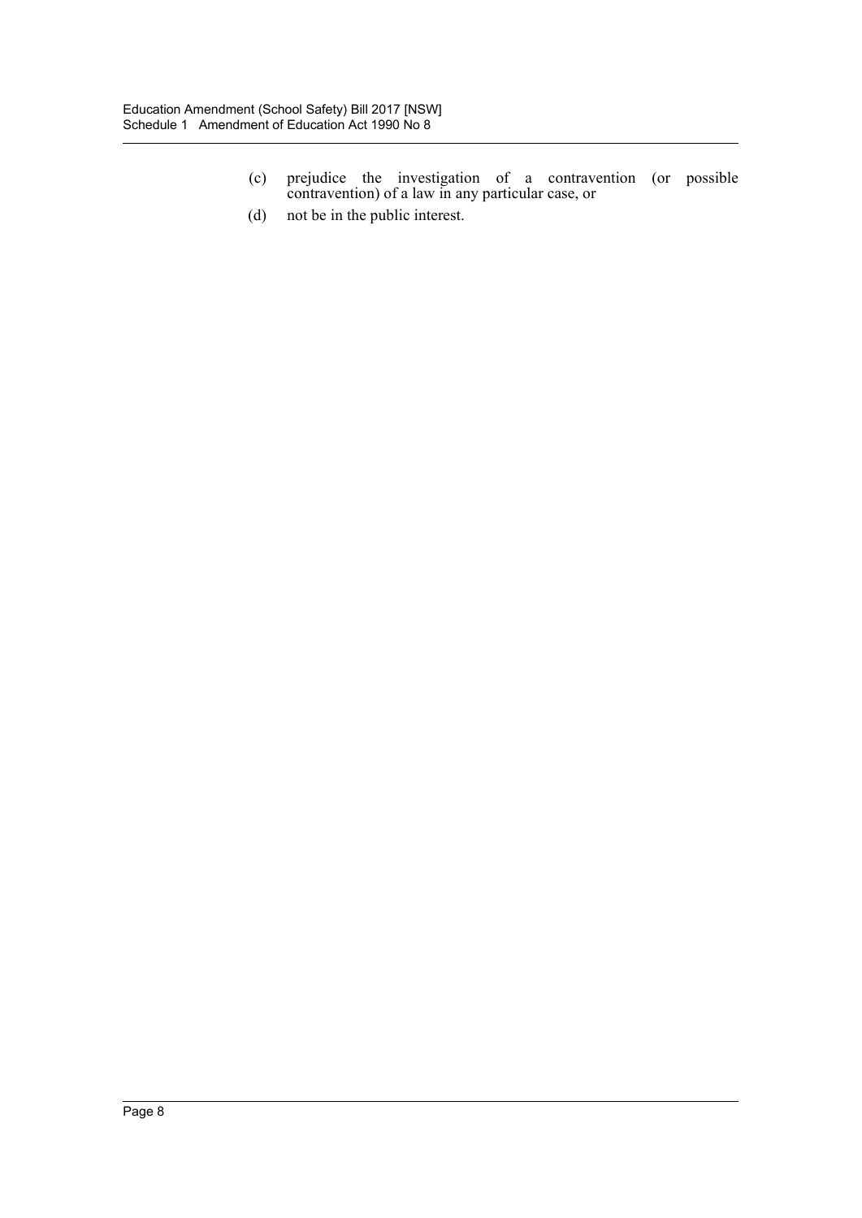(c) prejudice the investigation of a contravention (or possible contravention) of a law in any particular case, or

(d) not be in the public interest.